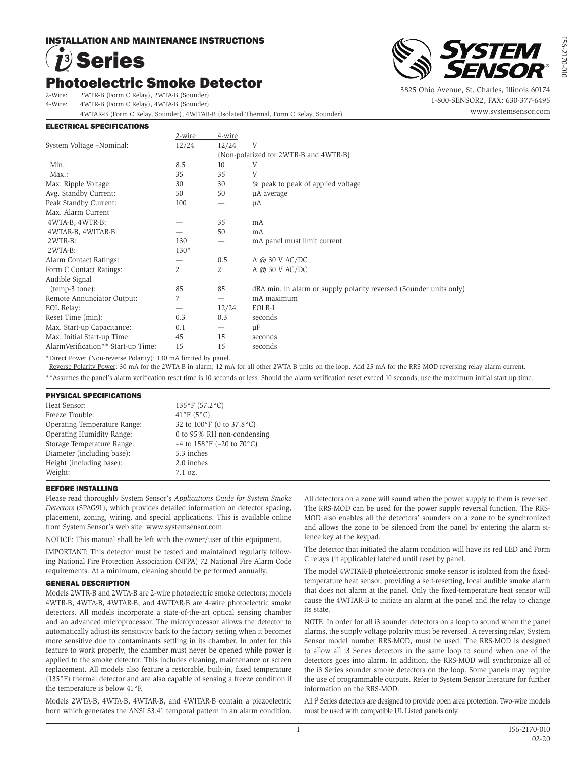# INSTALLATION AND MAINTENANCE INSTRUCTIONS

# i3 Series

# Photoelectric Smoke Detector

2-Wire: 2WTR-B (Form C Relay), 2WTA-B (Sounder)
4-Wire: 4WTR-B (Form C Relay), 4WTA-B (Sounder)
4WTAR-B (Form C Relay, Sounder), 4WITAR-B (Isolated Thermal, Form C Relay, Sounder)

3825 Ohio Avenue, St. Charles, Illinois 60174
1-800-SENSOR2, FAX: 630-377-6495
www.systemsensor.com

## ELECTRICAL SPECIFICATIONS

| | 2-wire | 4-wire | |
|---|---|---|---|
| System Voltage –Nominal: | 12/24 | 12/24 | V |
| | | (Non-polarized for 2WTR-B and 4WTR-B) | |
| Min.: | 8.5 | 10 | V |
| Max.: | 35 | 35 | V |
| Max. Ripple Voltage: | 30 | 30 | % peak to peak of applied voltage |
| Avg. Standby Current: | 50 | 50 | µA average |
| Peak Standby Current: | 100 | — | µA |
| Max. Alarm Current | | | |
| 4WTA-B, 4WTR-B: | — | 35 | mA |
| 4WTAR-B, 4WITAR-B: | — | 50 | mA |
| 2WTR-B: | 130 | — | mA panel must limit current |
| 2WTA-B: | 130* | | |
| Alarm Contact Ratings: | — | 0.5 | A @ 30 V AC/DC |
| Form C Contact Ratings: | 2 | 2 | A @ 30 V AC/DC |
| Audible Signal (temp-3 tone): | 85 | 85 | dBA min. in alarm or supply polarity reversed (Sounder units only) |
| Remote Annunciator Output: | 7 | — | mA maximum |
| EOL Relay: | — | 12/24 | EOLR-1 |
| Reset Time (min): | 0.3 | 0.3 | seconds |
| Max. Start-up Capacitance: | 0.1 | — | µF |
| Max. Initial Start-up Time: | 45 | 15 | seconds |
| AlarmVerification** Start-up Time: | 15 | 15 | seconds |

*Direct Power (Non-reverse Polarity): 130 mA limited by panel.
Reverse Polarity Power: 30 mA for the 2WTA-B in alarm; 12 mA for all other 2WTA-B units on the loop. Add 25 mA for the RRS-MOD reversing relay alarm current.

**Assumes the panel's alarm verification reset time is 10 seconds or less. Should the alarm verification reset exceed 10 seconds, use the maximum initial start-up time.

## PHYSICAL SPECIFICATIONS

| | |
|---|---|
| Heat Sensor: | 135°F (57.2°C) |
| Freeze Trouble: | 41°F (5°C) |
| Operating Temperature Range: | 32 to 100°F (0 to 37.8°C) |
| Operating Humidity Range: | 0 to 95% RH non-condensing |
| Storage Temperature Range: | –4 to 158°F (–20 to 70°C) |
| Diameter (including base): | 5.3 inches |
| Height (including base): | 2.0 inches |
| Weight: | 7.1 oz. |

## BEFORE INSTALLING

Please read thoroughly System Sensor's *Applications Guide for System Smoke Detectors* (SPAG91), which provides detailed information on detector spacing, placement, zoning, wiring, and special applications. This is available online from System Sensor's web site: www.systemsensor.com.

NOTICE: This manual shall be left with the owner/user of this equipment.

IMPORTANT: This detector must be tested and maintained regularly following National Fire Protection Association (NFPA) 72 National Fire Alarm Code requirements. At a minimum, cleaning should be performed annually.

## GENERAL DESCRIPTION

Models 2WTR-B and 2WTA-B are 2-wire photoelectric smoke detectors; models 4WTR-B, 4WTA-B, 4WTAR-B, and 4WITAR-B are 4-wire photoelectric smoke detectors. All models incorporate a state-of-the-art optical sensing chamber and an advanced microprocessor. The microprocessor allows the detector to automatically adjust its sensitivity back to the factory setting when it becomes more sensitive due to contaminants settling in its chamber. In order for this feature to work properly, the chamber must never be opened while power is applied to the smoke detector. This includes cleaning, maintenance or screen replacement. All models also feature a restorable, built-in, fixed temperature (135°F) thermal detector and are also capable of sensing a freeze condition if the temperature is below 41°F.

Models 2WTA-B, 4WTA-B, 4WTAR-B, and 4WITAR-B contain a piezoelectric horn which generates the ANSI S3.41 temporal pattern in an alarm condition. All detectors on a zone will sound when the power supply to them is reversed. The RRS-MOD can be used for the power supply reversal function. The RRS-MOD also enables all the detectors' sounders on a zone to be synchronized and allows the zone to be silenced from the panel by entering the alarm silence key at the keypad.

The detector that initiated the alarm condition will have its red LED and Form C relays (if applicable) latched until reset by panel.

The model 4WITAR-B photoelectronic smoke sensor is isolated from the fixed-temperature heat sensor, providing a self-resetting, local audible smoke alarm that does not alarm at the panel. Only the fixed-temperature heat sensor will cause the 4WITAR-B to initiate an alarm at the panel and the relay to change its state.

NOTE: In order for all i3 sounder detectors on a loop to sound when the panel alarms, the supply voltage polarity must be reversed. A reversing relay, System Sensor model number RRS-MOD, must be used. The RRS-MOD is designed to allow all i3 Series detectors in the same loop to sound when one of the detectors goes into alarm. In addition, the RRS-MOD will synchronize all of the i3 Series sounder smoke detectors on the loop. Some panels may require the use of programmable outputs. Refer to System Sensor literature for further information on the RRS-MOD.

All i3 Series detectors are designed to provide open area protection. Two-wire models must be used with compatible UL Listed panels only.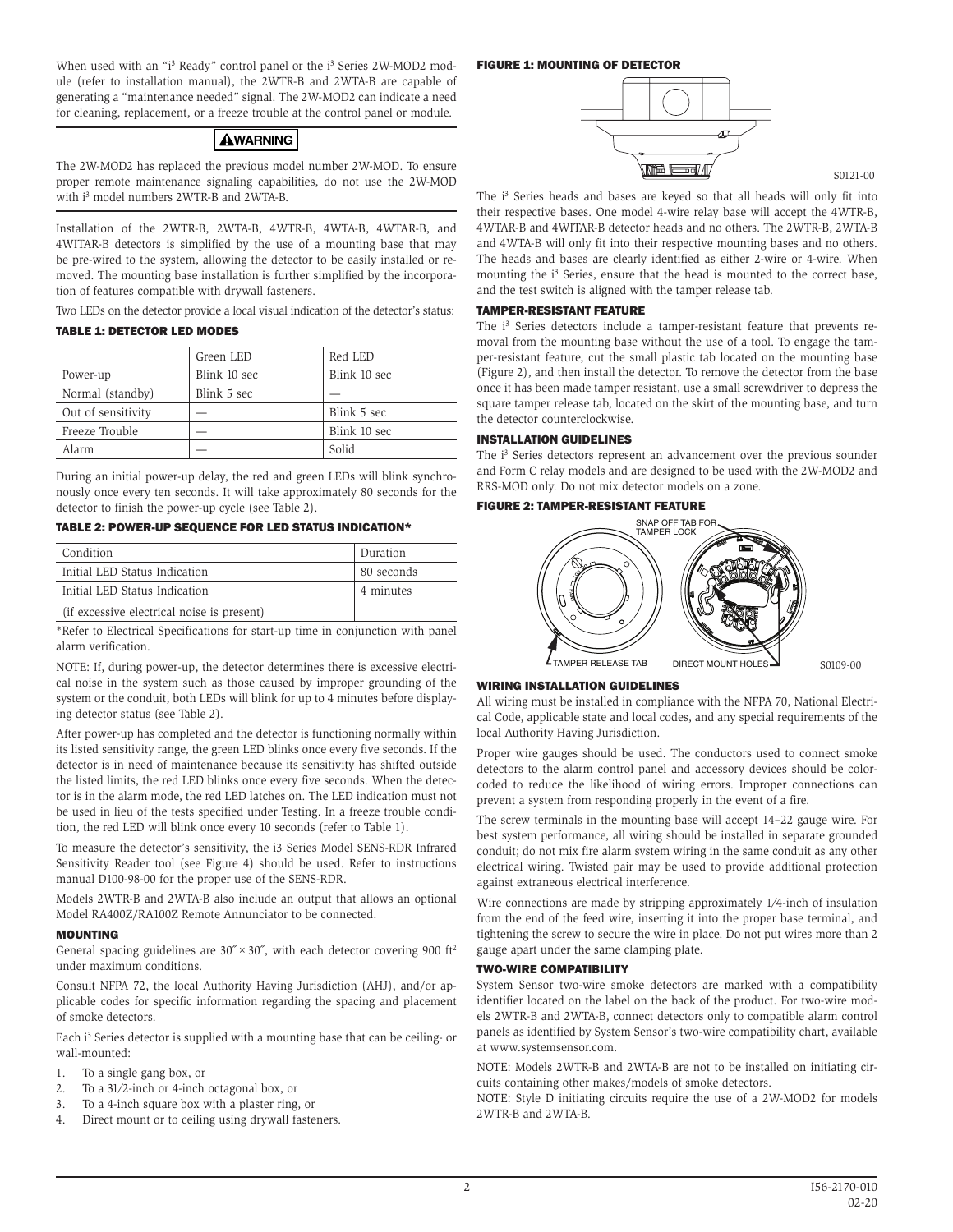When used with an "i³ Ready" control panel or the i³ Series 2W-MOD2 module (refer to installation manual), the 2WTR-B and 2WTA-B are capable of generating a "maintenance needed" signal. The 2W-MOD2 can indicate a need for cleaning, replacement, or a freeze trouble at the control panel or module.

**⚠WARNING**

The 2W-MOD2 has replaced the previous model number 2W-MOD. To ensure proper remote maintenance signaling capabilities, do not use the 2W-MOD with i³ model numbers 2WTR-B and 2WTA-B.

Installation of the 2WTR-B, 2WTA-B, 4WTR-B, 4WTA-B, 4WTAR-B, and 4WITAR-B detectors is simplified by the use of a mounting base that may be pre-wired to the system, allowing the detector to be easily installed or removed. The mounting base installation is further simplified by the incorporation of features compatible with drywall fasteners.

Two LEDs on the detector provide a local visual indication of the detector's status:

### TABLE 1: DETECTOR LED MODES

| | Green LED | Red LED |
|---|---|---|
| Power-up | Blink 10 sec | Blink 10 sec |
| Normal (standby) | Blink 5 sec | — |
| Out of sensitivity | — | Blink 5 sec |
| Freeze Trouble | — | Blink 10 sec |
| Alarm | — | Solid |

During an initial power-up delay, the red and green LEDs will blink synchronously once every ten seconds. It will take approximately 80 seconds for the detector to finish the power-up cycle (see Table 2).

### TABLE 2: POWER-UP SEQUENCE FOR LED STATUS INDICATION*

| Condition | Duration |
|---|---|
| Initial LED Status Indication | 80 seconds |
| Initial LED Status Indication (if excessive electrical noise is present) | 4 minutes |

*Refer to Electrical Specifications for start-up time in conjunction with panel alarm verification.

NOTE: If, during power-up, the detector determines there is excessive electrical noise in the system such as those caused by improper grounding of the system or the conduit, both LEDs will blink for up to 4 minutes before displaying detector status (see Table 2).

After power-up has completed and the detector is functioning normally within its listed sensitivity range, the green LED blinks once every five seconds. If the detector is in need of maintenance because its sensitivity has shifted outside the listed limits, the red LED blinks once every five seconds. When the detector is in the alarm mode, the red LED latches on. The LED indication must not be used in lieu of the tests specified under Testing. In a freeze trouble condition, the red LED will blink once every 10 seconds (refer to Table 1).

To measure the detector's sensitivity, the i3 Series Model SENS-RDR Infrared Sensitivity Reader tool (see Figure 4) should be used. Refer to instructions manual D100-98-00 for the proper use of the SENS-RDR.

Models 2WTR-B and 2WTA-B also include an output that allows an optional Model RA400Z/RA100Z Remote Annunciator to be connected.

### MOUNTING

General spacing guidelines are 30′ × 30′, with each detector covering 900 ft² under maximum conditions.

Consult NFPA 72, the local Authority Having Jurisdiction (AHJ), and/or applicable codes for specific information regarding the spacing and placement of smoke detectors.

Each i³ Series detector is supplied with a mounting base that can be ceiling- or wall-mounted:

1. To a single gang box, or
2. To a 3 1/2-inch or 4-inch octagonal box, or
3. To a 4-inch square box with a plaster ring, or
4. Direct mount or to ceiling using drywall fasteners.

### FIGURE 1: MOUNTING OF DETECTOR

S0121-00

The i³ Series heads and bases are keyed so that all heads will only fit into their respective bases. One model 4-wire relay base will accept the 4WTR-B, 4WTAR-B and 4WITAR-B detector heads and no others. The 2WTR-B, 2WTA-B and 4WTA-B will only fit into their respective mounting bases and no others. The heads and bases are clearly identified as either 2-wire or 4-wire. When mounting the i³ Series, ensure that the head is mounted to the correct base, and the test switch is aligned with the tamper release tab.

### TAMPER-RESISTANT FEATURE

The i³ Series detectors include a tamper-resistant feature that prevents removal from the mounting base without the use of a tool. To engage the tamper-resistant feature, cut the small plastic tab located on the mounting base (Figure 2), and then install the detector. To remove the detector from the base once it has been made tamper resistant, use a small screwdriver to depress the square tamper release tab, located on the skirt of the mounting base, and turn the detector counterclockwise.

### INSTALLATION GUIDELINES

The i³ Series detectors represent an advancement over the previous sounder and Form C relay models and are designed to be used with the 2W-MOD2 and RRS-MOD only. Do not mix detector models on a zone.

### FIGURE 2: TAMPER-RESISTANT FEATURE

SNAP OFF TAB FOR TAMPER LOCK

TAMPER RELEASE TAB

DIRECT MOUNT HOLES

S0109-00

### WIRING INSTALLATION GUIDELINES

All wiring must be installed in compliance with the NFPA 70, National Electrical Code, applicable state and local codes, and any special requirements of the local Authority Having Jurisdiction.

Proper wire gauges should be used. The conductors used to connect smoke detectors to the alarm control panel and accessory devices should be color-coded to reduce the likelihood of wiring errors. Improper connections can prevent a system from responding properly in the event of a fire.

The screw terminals in the mounting base will accept 14–22 gauge wire. For best system performance, all wiring should be installed in separate grounded conduit; do not mix fire alarm system wiring in the same conduit as any other electrical wiring. Twisted pair may be used to provide additional protection against extraneous electrical interference.

Wire connections are made by stripping approximately 1/4-inch of insulation from the end of the feed wire, inserting it into the proper base terminal, and tightening the screw to secure the wire in place. Do not put wires more than 2 gauge apart under the same clamping plate.

### TWO-WIRE COMPATIBILITY

System Sensor two-wire smoke detectors are marked with a compatibility identifier located on the label on the back of the product. For two-wire models 2WTR-B and 2WTA-B, connect detectors only to compatible alarm control panels as identified by System Sensor's two-wire compatibility chart, available at www.systemsensor.com.

NOTE: Models 2WTR-B and 2WTA-B are not to be installed on initiating circuits containing other makes/models of smoke detectors.

NOTE: Style D initiating circuits require the use of a 2W-MOD2 for models 2WTR-B and 2WTA-B.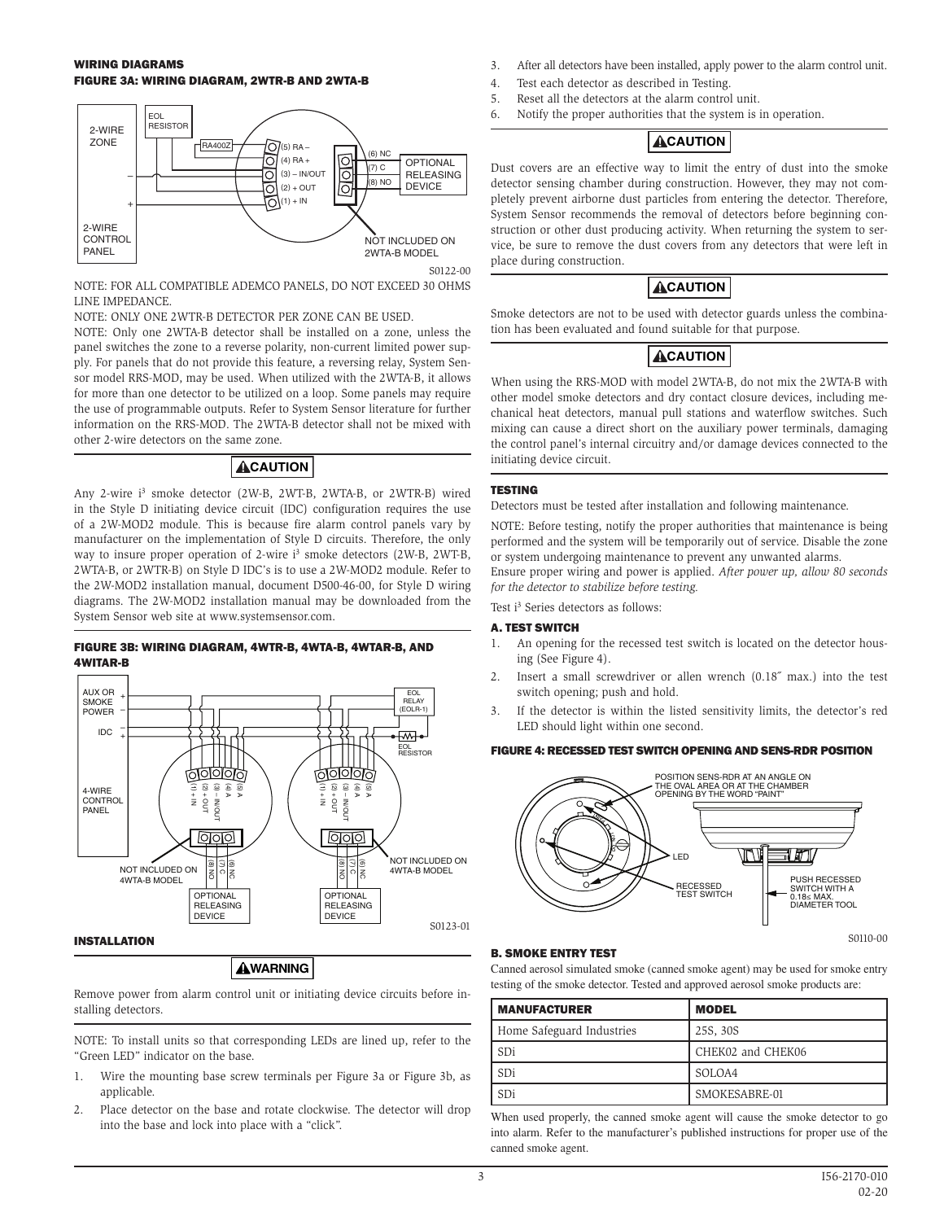## WIRING DIAGRAMS

### FIGURE 3A: WIRING DIAGRAM, 2WTR-B AND 2WTA-B

S0122-00

NOTE: FOR ALL COMPATIBLE ADEMCO PANELS, DO NOT EXCEED 30 OHMS LINE IMPEDANCE.

NOTE: ONLY ONE 2WTR-B DETECTOR PER ZONE CAN BE USED.

NOTE: Only one 2WTA-B detector shall be installed on a zone, unless the panel switches the zone to a reverse polarity, non-current limited power supply. For panels that do not provide this feature, a reversing relay, System Sensor model RRS-MOD, may be used. When utilized with the 2WTA-B, it allows for more than one detector to be utilized on a loop. Some panels may require the use of programmable outputs. Refer to System Sensor literature for further information on the RRS-MOD. The 2WTA-B detector shall not be mixed with other 2-wire detectors on the same zone.

**⚠CAUTION**

Any 2-wire i[3] smoke detector (2W-B, 2WT-B, 2WTA-B, or 2WTR-B) wired in the Style D initiating device circuit (IDC) configuration requires the use of a 2W-MOD2 module. This is because fire alarm control panels vary by manufacturer on the implementation of Style D circuits. Therefore, the only way to insure proper operation of 2-wire i[3] smoke detectors (2W-B, 2WT-B, 2WTA-B, or 2WTR-B) on Style D IDC's is to use a 2W-MOD2 module. Refer to the 2W-MOD2 installation manual, document D500-46-00, for Style D wiring diagrams. The 2W-MOD2 installation manual may be downloaded from the System Sensor web site at www.systemsensor.com.

### FIGURE 3B: WIRING DIAGRAM, 4WTR-B, 4WTA-B, 4WTAR-B, AND 4WITAR-B

S0123-01

## INSTALLATION

**⚠WARNING**

Remove power from alarm control unit or initiating device circuits before installing detectors.

NOTE: To install units so that corresponding LEDs are lined up, refer to the "Green LED" indicator on the base.

1. Wire the mounting base screw terminals per Figure 3a or Figure 3b, as applicable.
2. Place detector on the base and rotate clockwise. The detector will drop into the base and lock into place with a "click".
3. After all detectors have been installed, apply power to the alarm control unit.
4. Test each detector as described in Testing.
5. Reset all the detectors at the alarm control unit.
6. Notify the proper authorities that the system is in operation.

**⚠CAUTION**

Dust covers are an effective way to limit the entry of dust into the smoke detector sensing chamber during construction. However, they may not completely prevent airborne dust particles from entering the detector. Therefore, System Sensor recommends the removal of detectors before beginning construction or other dust producing activity. When returning the system to service, be sure to remove the dust covers from any detectors that were left in place during construction.

**⚠CAUTION**

Smoke detectors are not to be used with detector guards unless the combination has been evaluated and found suitable for that purpose.

**⚠CAUTION**

When using the RRS-MOD with model 2WTA-B, do not mix the 2WTA-B with other model smoke detectors and dry contact closure devices, including mechanical heat detectors, manual pull stations and waterflow switches. Such mixing can cause a direct short on the auxiliary power terminals, damaging the control panel's internal circuitry and/or damage devices connected to the initiating device circuit.

## TESTING

Detectors must be tested after installation and following maintenance.

NOTE: Before testing, notify the proper authorities that maintenance is being performed and the system will be temporarily out of service. Disable the zone or system undergoing maintenance to prevent any unwanted alarms.

Ensure proper wiring and power is applied. *After power up, allow 80 seconds for the detector to stabilize before testing.*

Test i[3] Series detectors as follows:

### A. TEST SWITCH

1. An opening for the recessed test switch is located on the detector housing (See Figure 4).
2. Insert a small screwdriver or allen wrench (0.18″ max.) into the test switch opening; push and hold.
3. If the detector is within the listed sensitivity limits, the detector's red LED should light within one second.

### FIGURE 4: RECESSED TEST SWITCH OPENING AND SENS-RDR POSITION

S0110-00

### B. SMOKE ENTRY TEST

Canned aerosol simulated smoke (canned smoke agent) may be used for smoke entry testing of the smoke detector. Tested and approved aerosol smoke products are:

| MANUFACTURER | MODEL |
|---|---|
| Home Safeguard Industries | 25S, 30S |
| SDi | CHEK02 and CHEK06 |
| SDi | SOLOA4 |
| SDi | SMOKESABRE-01 |

When used properly, the canned smoke agent will cause the smoke detector to go into alarm. Refer to the manufacturer's published instructions for proper use of the canned smoke agent.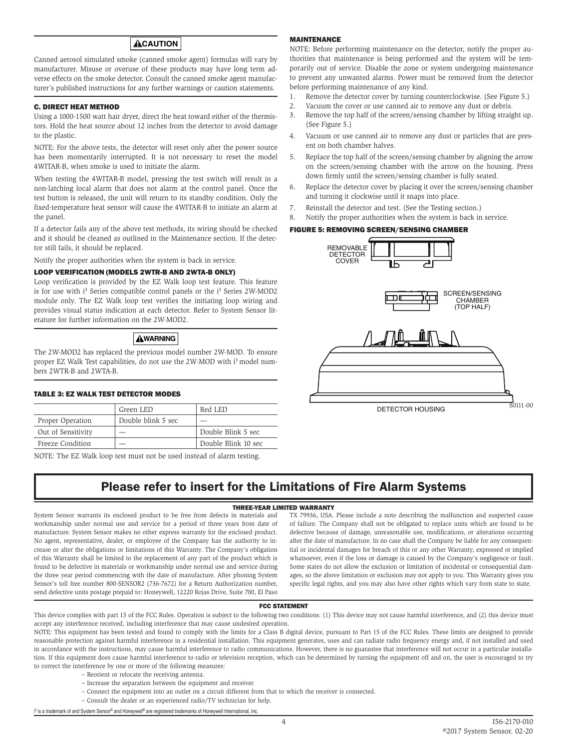**⚠CAUTION**

Canned aerosol simulated smoke (canned smoke agent) formulas will vary by manufacturer. Misuse or overuse of these products may have long term adverse effects on the smoke detector. Consult the canned smoke agent manufacturer's published instructions for any further warnings or caution statements.

### C. DIRECT HEAT METHOD

Using a 1000-1500 watt hair dryer, direct the heat toward either of the thermistors. Hold the heat source about 12 inches from the detector to avoid damage to the plastic.

NOTE: For the above tests, the detector will reset only after the power source has been momentarily interrupted. It is not necessary to reset the model 4WITAR-B, when smoke is used to initiate the alarm.

When testing the 4WITAR-B model, pressing the test switch will result in a non-latching local alarm that does not alarm at the control panel. Once the test button is released, the unit will return to its standby condition. Only the fixed-temperature heat sensor will cause the 4WITAR-B to initiate an alarm at the panel.

If a detector fails any of the above test methods, its wiring should be checked and it should be cleaned as outlined in the Maintenance section. If the detector still fails, it should be replaced.

Notify the proper authorities when the system is back in service.

### LOOP VERIFICATION (MODELS 2WTR-B AND 2WTA-B ONLY)

Loop verification is provided by the EZ Walk loop test feature. This feature is for use with i³ Series compatible control panels or the i³ Series 2W-MOD2 module only. The EZ Walk loop test verifies the initiating loop wiring and provides visual status indication at each detector. Refer to System Sensor literature for further information on the 2W-MOD2.

**⚠WARNING**

The 2W-MOD2 has replaced the previous model number 2W-MOD. To ensure proper EZ Walk Test capabilities, do not use the 2W-MOD with i³ model numbers 2WTR-B and 2WTA-B.

### TABLE 3: EZ WALK TEST DETECTOR MODES

| | Green LED | Red LED |
|---|---|---|
| Proper Operation | Double blink 5 sec | — |
| Out of Sensitivity | — | Double Blink 5 sec |
| Freeze Condition | — | Double Blink 10 sec |

NOTE: The EZ Walk loop test must not be used instead of alarm testing.

### MAINTENANCE

NOTE: Before performing maintenance on the detector, notify the proper authorities that maintenance is being performed and the system will be temporarily out of service. Disable the zone or system undergoing maintenance to prevent any unwanted alarms. Power must be removed from the detector before performing maintenance of any kind.

1. Remove the detector cover by turning counterclockwise. (See Figure 5.)
2. Vacuum the cover or use canned air to remove any dust or debris.
3. Remove the top half of the screen/sensing chamber by lifting straight up. (See Figure 5.)
4. Vacuum or use canned air to remove any dust or particles that are present on both chamber halves.
5. Replace the top half of the screen/sensing chamber by aligning the arrow on the screen/sensing chamber with the arrow on the housing. Press down firmly until the screen/sensing chamber is fully seated.
6. Replace the detector cover by placing it over the screen/sensing chamber and turning it clockwise until it snaps into place.
7. Reinstall the detector and test. (See the Testing section.)
8. Notify the proper authorities when the system is back in service.

### FIGURE 5: REMOVING SCREEN/SENSING CHAMBER

REMOVABLE DETECTOR COVER

SCREEN/SENSING CHAMBER (TOP HALF)

DETECTOR HOUSING

S0111-00

## Please refer to insert for the Limitations of Fire Alarm Systems

### THREE-YEAR LIMITED WARRANTY

System Sensor warrants its enclosed product to be free from defects in materials and workmanship under normal use and service for a period of three years from date of manufacture. System Sensor makes no other express warranty for the enclosed product. No agent, representative, dealer, or employee of the Company has the authority to increase or alter the obligations or limitations of this Warranty. The Company's obligation of this Warranty shall be limited to the replacement of any part of the product which is found to be defective in materials or workmanship under normal use and service during the three year period commencing with the date of manufacture. After phoning System Sensor's toll free number 800-SENSOR2 (736-7672) for a Return Authorization number, send defective units postage prepaid to: Honeywell, 12220 Rojas Drive, Suite 700, El Paso TX 79936, USA. Please include a note describing the malfunction and suspected cause of failure. The Company shall not be obligated to replace units which are found to be defective because of damage, unreasonable use, modifications, or alterations occurring after the date of manufacture. In no case shall the Company be liable for any consequential or incidental damages for breach of this or any other Warranty, expressed or implied whatsoever, even if the loss or damage is caused by the Company's negligence or fault. Some states do not allow the exclusion or limitation of incidental or consequential damages, so the above limitation or exclusion may not apply to you. This Warranty gives you specific legal rights, and you may also have other rights which vary from state to state.

### FCC STATEMENT

This device complies with part 15 of the FCC Rules. Operation is subject to the following two conditions: (1) This device may not cause harmful interference, and (2) this device must accept any interference received, including interference that may cause undesired operation.

NOTE: This equipment has been tested and found to comply with the limits for a Class B digital device, pursuant to Part 15 of the FCC Rules. These limits are designed to provide reasonable protection against harmful interference in a residential installation. This equipment generates, uses and can radiate radio frequency energy and, if not installed and used in accordance with the instructions, may cause harmful interference to radio communications. However, there is no guarantee that interference will not occur in a particular installation. If this equipment does cause harmful interference to radio or television reception, which can be determined by turning the equipment off and on, the user is encouraged to try to correct the interference by one or more of the following measures:

- Reorient or relocate the receiving antenna.
- Increase the separation between the equipment and receiver.
- Connect the equipment into an outlet on a circuit different from that to which the receiver is connected.
- Consult the dealer or an experienced radio/TV technician for help.

i³ is a trademark of and System Sensor® and Honeywell® are registered trademarks of Honeywell International, Inc.

I56-2170-010
©2017 System Sensor. 02-20